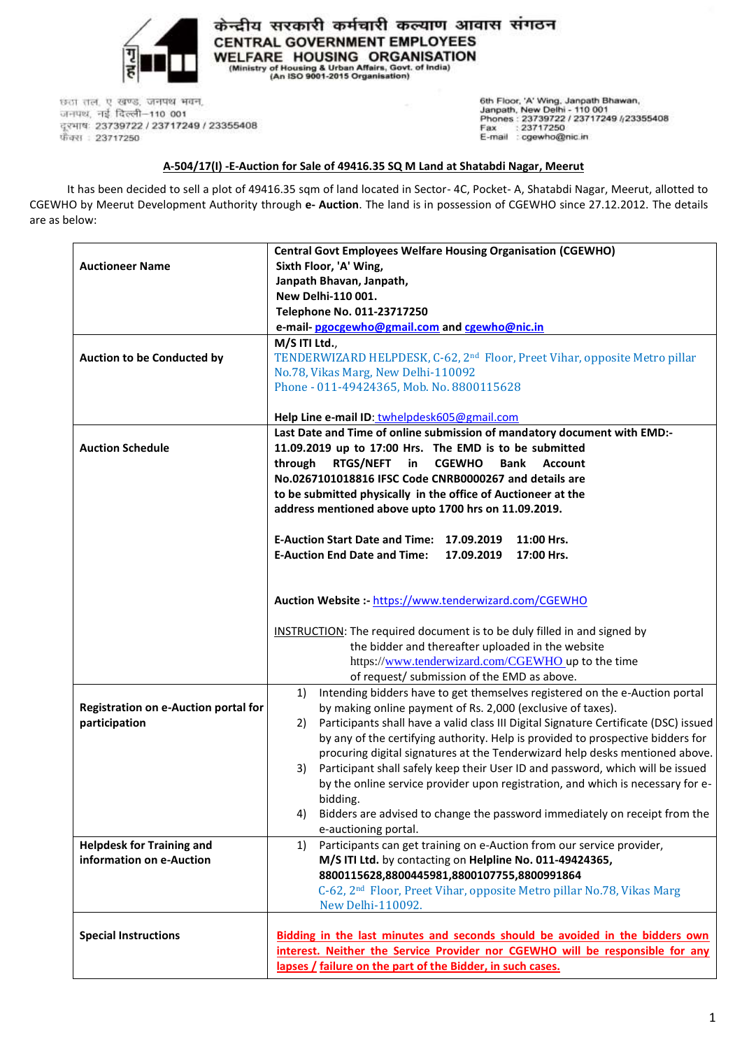केन्द्रीय सरकारी कर्मचारी कल्याण आवास संगठन

**CENTRAL GOVERNMENT EMPLOYEES WELFARE HOUSING ORGANISATION**

(Ministry of Housing & Urban Affairs, Govt. of India)
(An ISO 9001-2015 Organisation)

छठा तल, ए खण्ड, जनपथ भवन,
जनपथ, नई दिल्ली–110 001
दूरभाष: 23739722 / 23717249 / 23355408
फैक्स : 23717250

6th Floor, 'A' Wing, Janpath Bhawan,
Janpath, New Delhi - 110 001
Phones : 23739722 / 23717249 /23355408
Fax : 23717250
E-mail : cgewho@nic.in

## A-504/17(I) -E-Auction for Sale of 49416.35 SQ M Land at Shatabdi Nagar, Meerut

It has been decided to sell a plot of 49416.35 sqm of land located in Sector- 4C, Pocket- A, Shatabdi Nagar, Meerut, allotted to CGEWHO by Meerut Development Authority through **e- Auction**. The land is in possession of CGEWHO since 27.12.2012. The details are as below:

| | |
|---|---|
| **Auctioneer Name** | **Central Govt Employees Welfare Housing Organisation (CGEWHO)**<br>**Sixth Floor, 'A' Wing,**<br>**Janpath Bhavan, Janpath,**<br>**New Delhi-110 001.**<br>**Telephone No. 011-23717250**<br>**e-mail- pgocgewho@gmail.com and cgewho@nic.in** |
| **Auction to be Conducted by** | **M/S ITI Ltd.,**<br>TENDERWIZARD HELPDESK, C-62, 2nd Floor, Preet Vihar, opposite Metro pillar No.78, Vikas Marg, New Delhi-110092<br>Phone - 011-49424365, Mob. No. 8800115628<br><br>**Help Line e-mail ID**: twhelpdesk605@gmail.com |
| **Auction Schedule** | **Last Date and Time of online submission of mandatory document with EMD:- 11.09.2019 up to 17:00 Hrs. The EMD is to be submitted through RTGS/NEFT in CGEWHO Bank Account No.0267101018816 IFSC Code CNRB0000267 and details are to be submitted physically in the office of Auctioneer at the address mentioned above upto 1700 hrs on 11.09.2019.**<br><br>**E-Auction Start Date and Time: 17.09.2019 11:00 Hrs.**<br>**E-Auction End Date and Time: 17.09.2019 17:00 Hrs.**<br><br>**Auction Website :-** https://www.tenderwizard.com/CGEWHO<br><br>INSTRUCTION: The required document is to be duly filled in and signed by the bidder and thereafter uploaded in the website https://www.tenderwizard.com/CGEWHO up to the time of request/ submission of the EMD as above. |
| **Registration on e-Auction portal for participation** | 1) Intending bidders have to get themselves registered on the e-Auction portal by making online payment of Rs. 2,000 (exclusive of taxes).<br>2) Participants shall have a valid class III Digital Signature Certificate (DSC) issued by any of the certifying authority. Help is provided to prospective bidders for procuring digital signatures at the Tenderwizard help desks mentioned above.<br>3) Participant shall safely keep their User ID and password, which will be issued by the online service provider upon registration, and which is necessary for e-bidding.<br>4) Bidders are advised to change the password immediately on receipt from the e-auctioning portal. |
| **Helpdesk for Training and information on e-Auction** | 1) Participants can get training on e-Auction from our service provider, **M/S ITI Ltd.** by contacting on **Helpline No. 011-49424365, 8800115628,8800445981,8800107755,8800991864**<br>C-62, 2nd Floor, Preet Vihar, opposite Metro pillar No.78, Vikas Marg New Delhi-110092. |
| **Special Instructions** | **Bidding in the last minutes and seconds should be avoided in the bidders own interest. Neither the Service Provider nor CGEWHO will be responsible for any lapses / failure on the part of the Bidder, in such cases.** |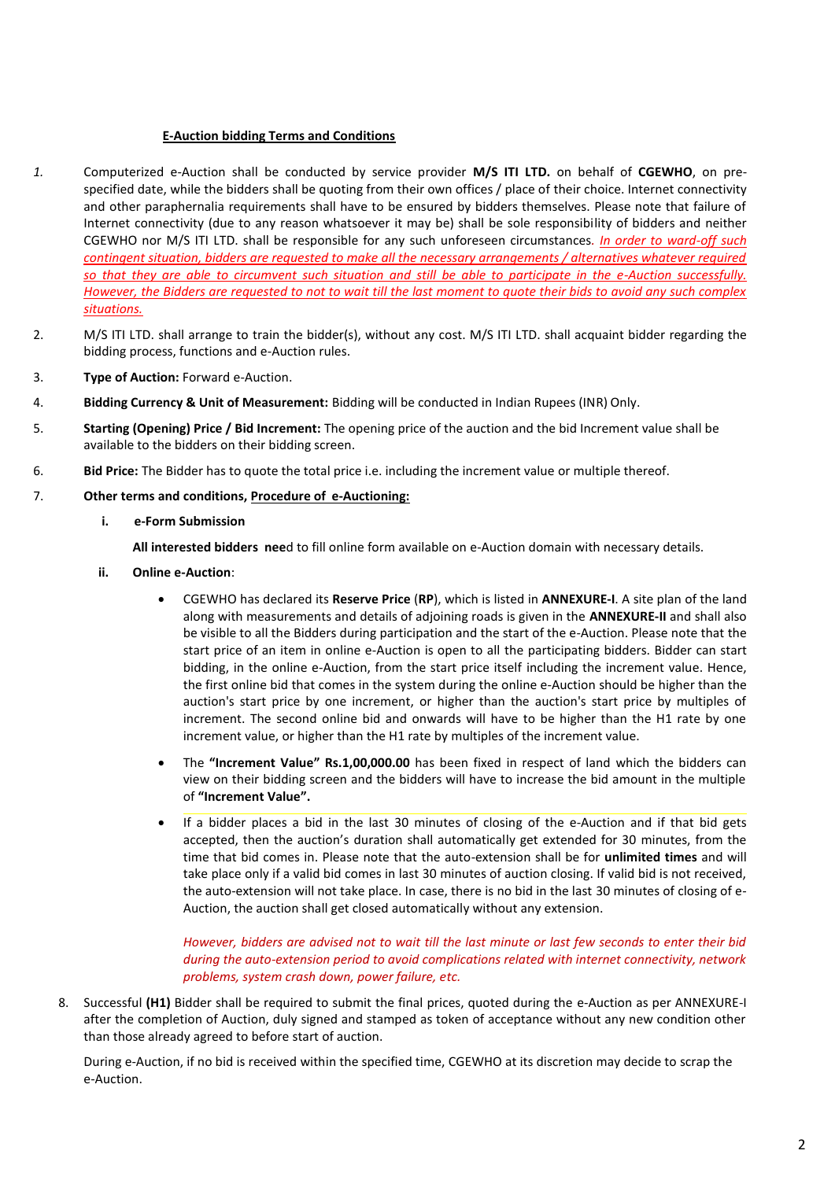**<u>E-Auction bidding Terms and Conditions</u>**

1. Computerized e-Auction shall be conducted by service provider **M/S ITI LTD.** on behalf of **CGEWHO**, on pre-specified date, while the bidders shall be quoting from their own offices / place of their choice. Internet connectivity and other paraphernalia requirements shall have to be ensured by bidders themselves. Please note that failure of Internet connectivity (due to any reason whatsoever it may be) shall be sole responsibility of bidders and neither CGEWHO nor M/S ITI LTD. shall be responsible for any such unforeseen circumstances. *<u>In order to ward-off such contingent situation, bidders are requested to make all the necessary arrangements / alternatives whatever required so that they are able to circumvent such situation and still be able to participate in the e-Auction successfully. However, the Bidders are requested to not to wait till the last moment to quote their bids to avoid any such complex situations.</u>*

2. M/S ITI LTD. shall arrange to train the bidder(s), without any cost. M/S ITI LTD. shall acquaint bidder regarding the bidding process, functions and e-Auction rules.

3. **Type of Auction:** Forward e-Auction.

4. **Bidding Currency & Unit of Measurement:** Bidding will be conducted in Indian Rupees (INR) Only.

5. **Starting (Opening) Price / Bid Increment:** The opening price of the auction and the bid Increment value shall be available to the bidders on their bidding screen.

6. **Bid Price:** The Bidder has to quote the total price i.e. including the increment value or multiple thereof.

7. **Other terms and conditions, <u>Procedure of e-Auctioning:</u>**

   **i. e-Form Submission**

   **All interested bidders nee**d to fill online form available on e-Auction domain with necessary details.

   **ii. Online e-Auction**:

   - CGEWHO has declared its **Reserve Price** (**RP**), which is listed in **ANNEXURE-I**. A site plan of the land along with measurements and details of adjoining roads is given in the **ANNEXURE-II** and shall also be visible to all the Bidders during participation and the start of the e-Auction. Please note that the start price of an item in online e-Auction is open to all the participating bidders. Bidder can start bidding, in the online e-Auction, from the start price itself including the increment value. Hence, the first online bid that comes in the system during the online e-Auction should be higher than the auction's start price by one increment, or higher than the auction's start price by multiples of increment. The second online bid and onwards will have to be higher than the H1 rate by one increment value, or higher than the H1 rate by multiples of the increment value.

   - The **"Increment Value" Rs.1,00,000.00** has been fixed in respect of land which the bidders can view on their bidding screen and the bidders will have to increase the bid amount in the multiple of **"Increment Value".**

   - If a bidder places a bid in the last 30 minutes of closing of the e-Auction and if that bid gets accepted, then the auction's duration shall automatically get extended for 30 minutes, from the time that bid comes in. Please note that the auto-extension shall be for **unlimited times** and will take place only if a valid bid comes in last 30 minutes of auction closing. If valid bid is not received, the auto-extension will not take place. In case, there is no bid in the last 30 minutes of closing of e-Auction, the auction shall get closed automatically without any extension.

     *However, bidders are advised not to wait till the last minute or last few seconds to enter their bid during the auto-extension period to avoid complications related with internet connectivity, network problems, system crash down, power failure, etc.*

8. Successful **(H1)** Bidder shall be required to submit the final prices, quoted during the e-Auction as per ANNEXURE-I after the completion of Auction, duly signed and stamped as token of acceptance without any new condition other than those already agreed to before start of auction.

   During e-Auction, if no bid is received within the specified time, CGEWHO at its discretion may decide to scrap the e-Auction.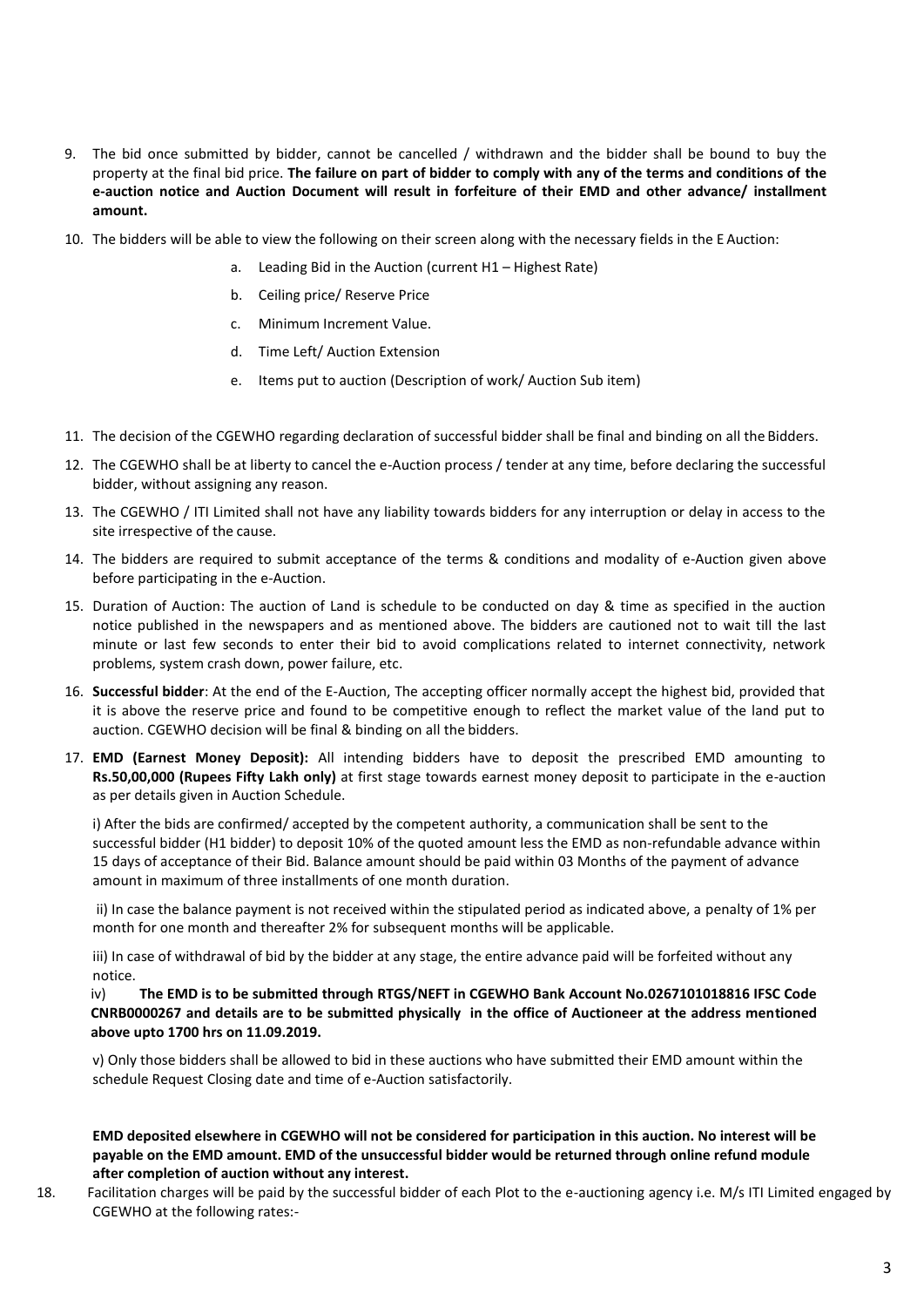9. The bid once submitted by bidder, cannot be cancelled / withdrawn and the bidder shall be bound to buy the property at the final bid price. **The failure on part of bidder to comply with any of the terms and conditions of the e-auction notice and Auction Document will result in forfeiture of their EMD and other advance/ installment amount.**

10. The bidders will be able to view the following on their screen along with the necessary fields in the E Auction:

    a. Leading Bid in the Auction (current H1 – Highest Rate)

    b. Ceiling price/ Reserve Price

    c. Minimum Increment Value.

    d. Time Left/ Auction Extension

    e. Items put to auction (Description of work/ Auction Sub item)

11. The decision of the CGEWHO regarding declaration of successful bidder shall be final and binding on all the Bidders.

12. The CGEWHO shall be at liberty to cancel the e-Auction process / tender at any time, before declaring the successful bidder, without assigning any reason.

13. The CGEWHO / ITI Limited shall not have any liability towards bidders for any interruption or delay in access to the site irrespective of the cause.

14. The bidders are required to submit acceptance of the terms & conditions and modality of e-Auction given above before participating in the e-Auction.

15. Duration of Auction: The auction of Land is schedule to be conducted on day & time as specified in the auction notice published in the newspapers and as mentioned above. The bidders are cautioned not to wait till the last minute or last few seconds to enter their bid to avoid complications related to internet connectivity, network problems, system crash down, power failure, etc.

16. **Successful bidder**: At the end of the E-Auction, The accepting officer normally accept the highest bid, provided that it is above the reserve price and found to be competitive enough to reflect the market value of the land put to auction. CGEWHO decision will be final & binding on all the bidders.

17. **EMD (Earnest Money Deposit):** All intending bidders have to deposit the prescribed EMD amounting to **Rs.50,00,000 (Rupees Fifty Lakh only)** at first stage towards earnest money deposit to participate in the e-auction as per details given in Auction Schedule.

    i) After the bids are confirmed/ accepted by the competent authority, a communication shall be sent to the successful bidder (H1 bidder) to deposit 10% of the quoted amount less the EMD as non-refundable advance within 15 days of acceptance of their Bid. Balance amount should be paid within 03 Months of the payment of advance amount in maximum of three installments of one month duration.

    ii) In case the balance payment is not received within the stipulated period as indicated above, a penalty of 1% per month for one month and thereafter 2% for subsequent months will be applicable.

    iii) In case of withdrawal of bid by the bidder at any stage, the entire advance paid will be forfeited without any notice.

    iv) **The EMD is to be submitted through RTGS/NEFT in CGEWHO Bank Account No.0267101018816 IFSC Code CNRB0000267 and details are to be submitted physically in the office of Auctioneer at the address mentioned above upto 1700 hrs on 11.09.2019.**

    v) Only those bidders shall be allowed to bid in these auctions who have submitted their EMD amount within the schedule Request Closing date and time of e-Auction satisfactorily.

    **EMD deposited elsewhere in CGEWHO will not be considered for participation in this auction. No interest will be payable on the EMD amount. EMD of the unsuccessful bidder would be returned through online refund module after completion of auction without any interest.**

18. Facilitation charges will be paid by the successful bidder of each Plot to the e-auctioning agency i.e. M/s ITI Limited engaged by CGEWHO at the following rates:-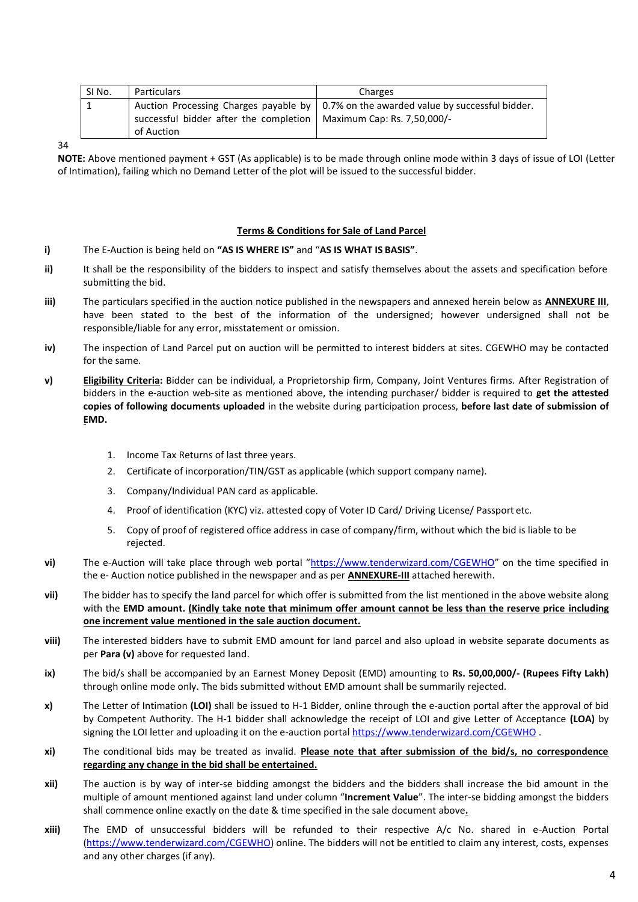| Sl No. | Particulars | Charges |
|---|---|---|
| 1 | Auction Processing Charges payable by successful bidder after the completion of Auction | 0.7% on the awarded value by successful bidder. Maximum Cap: Rs. 7,50,000/- |

34

**NOTE:** Above mentioned payment + GST (As applicable) is to be made through online mode within 3 days of issue of LOI (Letter of Intimation), failing which no Demand Letter of the plot will be issued to the successful bidder.

**Terms & Conditions for Sale of Land Parcel**

**i)** The E-Auction is being held on **"AS IS WHERE IS"** and "**AS IS WHAT IS BASIS"**.

**ii)** It shall be the responsibility of the bidders to inspect and satisfy themselves about the assets and specification before submitting the bid.

**iii)** The particulars specified in the auction notice published in the newspapers and annexed herein below as **ANNEXURE III**, have been stated to the best of the information of the undersigned; however undersigned shall not be responsible/liable for any error, misstatement or omission.

**iv)** The inspection of Land Parcel put on auction will be permitted to interest bidders at sites. CGEWHO may be contacted for the same.

**v)** **Eligibility Criteria:** Bidder can be individual, a Proprietorship firm, Company, Joint Ventures firms. After Registration of bidders in the e-auction web-site as mentioned above, the intending purchaser/ bidder is required to **get the attested copies of following documents uploaded** in the website during participation process, **before last date of submission of EMD.**

1. Income Tax Returns of last three years.
2. Certificate of incorporation/TIN/GST as applicable (which support company name).
3. Company/Individual PAN card as applicable.
4. Proof of identification (KYC) viz. attested copy of Voter ID Card/ Driving License/ Passport etc.
5. Copy of proof of registered office address in case of company/firm, without which the bid is liable to be rejected.

**vi)** The e-Auction will take place through web portal "https://www.tenderwizard.com/CGEWHO" on the time specified in the e- Auction notice published in the newspaper and as per **ANNEXURE-III** attached herewith.

**vii)** The bidder has to specify the land parcel for which offer is submitted from the list mentioned in the above website along with the **EMD amount. (Kindly take note that minimum offer amount cannot be less than the reserve price including one increment value mentioned in the sale auction document.**

**viii)** The interested bidders have to submit EMD amount for land parcel and also upload in website separate documents as per **Para (v)** above for requested land.

**ix)** The bid/s shall be accompanied by an Earnest Money Deposit (EMD) amounting to **Rs. 50,00,000/- (Rupees Fifty Lakh)** through online mode only. The bids submitted without EMD amount shall be summarily rejected.

**x)** The Letter of Intimation **(LOI)** shall be issued to H-1 Bidder, online through the e-auction portal after the approval of bid by Competent Authority. The H-1 bidder shall acknowledge the receipt of LOI and give Letter of Acceptance **(LOA)** by signing the LOI letter and uploading it on the e-auction portal https://www.tenderwizard.com/CGEWHO .

**xi)** The conditional bids may be treated as invalid. **Please note that after submission of the bid/s, no correspondence regarding any change in the bid shall be entertained.**

**xii)** The auction is by way of inter-se bidding amongst the bidders and the bidders shall increase the bid amount in the multiple of amount mentioned against land under column "**Increment Value**". The inter-se bidding amongst the bidders shall commence online exactly on the date & time specified in the sale document above**.**

**xiii)** The EMD of unsuccessful bidders will be refunded to their respective A/c No. shared in e-Auction Portal (https://www.tenderwizard.com/CGEWHO) online. The bidders will not be entitled to claim any interest, costs, expenses and any other charges (if any).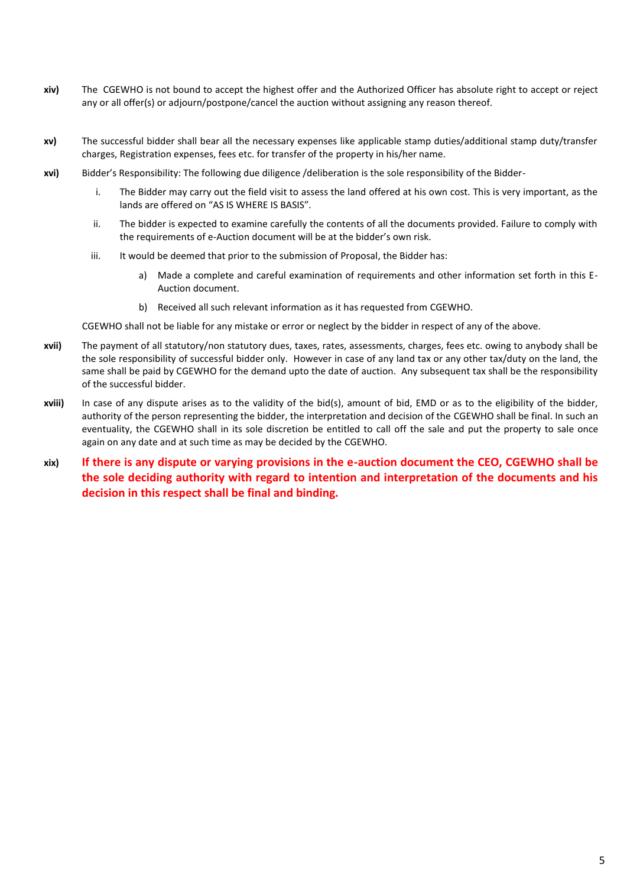**xiv)** The CGEWHO is not bound to accept the highest offer and the Authorized Officer has absolute right to accept or reject any or all offer(s) or adjourn/postpone/cancel the auction without assigning any reason thereof.

**xv)** The successful bidder shall bear all the necessary expenses like applicable stamp duties/additional stamp duty/transfer charges, Registration expenses, fees etc. for transfer of the property in his/her name.

**xvi)** Bidder's Responsibility: The following due diligence /deliberation is the sole responsibility of the Bidder-

i. The Bidder may carry out the field visit to assess the land offered at his own cost. This is very important, as the lands are offered on "AS IS WHERE IS BASIS".

ii. The bidder is expected to examine carefully the contents of all the documents provided. Failure to comply with the requirements of e-Auction document will be at the bidder's own risk.

iii. It would be deemed that prior to the submission of Proposal, the Bidder has:

a) Made a complete and careful examination of requirements and other information set forth in this E-Auction document.

b) Received all such relevant information as it has requested from CGEWHO.

CGEWHO shall not be liable for any mistake or error or neglect by the bidder in respect of any of the above.

**xvii)** The payment of all statutory/non statutory dues, taxes, rates, assessments, charges, fees etc. owing to anybody shall be the sole responsibility of successful bidder only. However in case of any land tax or any other tax/duty on the land, the same shall be paid by CGEWHO for the demand upto the date of auction. Any subsequent tax shall be the responsibility of the successful bidder.

**xviii)** In case of any dispute arises as to the validity of the bid(s), amount of bid, EMD or as to the eligibility of the bidder, authority of the person representing the bidder, the interpretation and decision of the CGEWHO shall be final. In such an eventuality, the CGEWHO shall in its sole discretion be entitled to call off the sale and put the property to sale once again on any date and at such time as may be decided by the CGEWHO.

**xix)** **If there is any dispute or varying provisions in the e-auction document the CEO, CGEWHO shall be the sole deciding authority with regard to intention and interpretation of the documents and his decision in this respect shall be final and binding.**